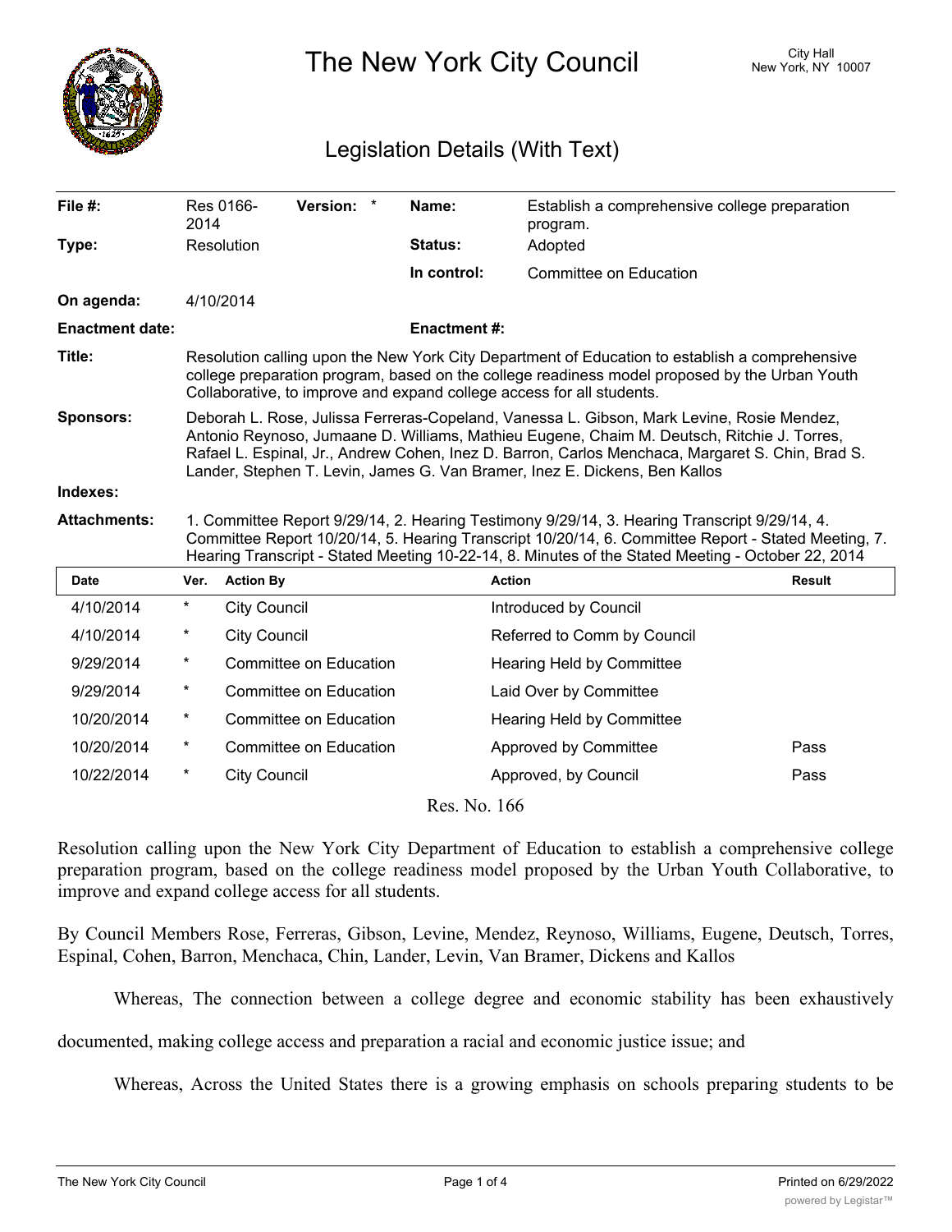# The New York City Council

City Hall
New York, NY 10007

## Legislation Details (With Text)

| | | | |
|---|---|---|---|
| **File #:** | Res 0166-2014 **Version:** * | **Name:** | Establish a comprehensive college preparation program. |
| **Type:** | Resolution | **Status:** | Adopted |
| | | **In control:** | Committee on Education |
| **On agenda:** | 4/10/2014 | | |
| **Enactment date:** | | **Enactment #:** | |

**Title:** Resolution calling upon the New York City Department of Education to establish a comprehensive college preparation program, based on the college readiness model proposed by the Urban Youth Collaborative, to improve and expand college access for all students.

**Sponsors:** Deborah L. Rose, Julissa Ferreras-Copeland, Vanessa L. Gibson, Mark Levine, Rosie Mendez, Antonio Reynoso, Jumaane D. Williams, Mathieu Eugene, Chaim M. Deutsch, Ritchie J. Torres, Rafael L. Espinal, Jr., Andrew Cohen, Inez D. Barron, Carlos Menchaca, Margaret S. Chin, Brad S. Lander, Stephen T. Levin, James G. Van Bramer, Inez E. Dickens, Ben Kallos

**Indexes:**

**Attachments:** 1. Committee Report 9/29/14, 2. Hearing Testimony 9/29/14, 3. Hearing Transcript 9/29/14, 4. Committee Report 10/20/14, 5. Hearing Transcript 10/20/14, 6. Committee Report - Stated Meeting, 7. Hearing Transcript - Stated Meeting 10-22-14, 8. Minutes of the Stated Meeting - October 22, 2014

| Date | Ver. | Action By | Action | Result |
|---|---|---|---|---|
| 4/10/2014 | * | City Council | Introduced by Council | |
| 4/10/2014 | * | City Council | Referred to Comm by Council | |
| 9/29/2014 | * | Committee on Education | Hearing Held by Committee | |
| 9/29/2014 | * | Committee on Education | Laid Over by Committee | |
| 10/20/2014 | * | Committee on Education | Hearing Held by Committee | |
| 10/20/2014 | * | Committee on Education | Approved by Committee | Pass |
| 10/22/2014 | * | City Council | Approved, by Council | Pass |

Res. No. 166

Resolution calling upon the New York City Department of Education to establish a comprehensive college preparation program, based on the college readiness model proposed by the Urban Youth Collaborative, to improve and expand college access for all students.

By Council Members Rose, Ferreras, Gibson, Levine, Mendez, Reynoso, Williams, Eugene, Deutsch, Torres, Espinal, Cohen, Barron, Menchaca, Chin, Lander, Levin, Van Bramer, Dickens and Kallos

Whereas, The connection between a college degree and economic stability has been exhaustively documented, making college access and preparation a racial and economic justice issue; and

Whereas, Across the United States there is a growing emphasis on schools preparing students to be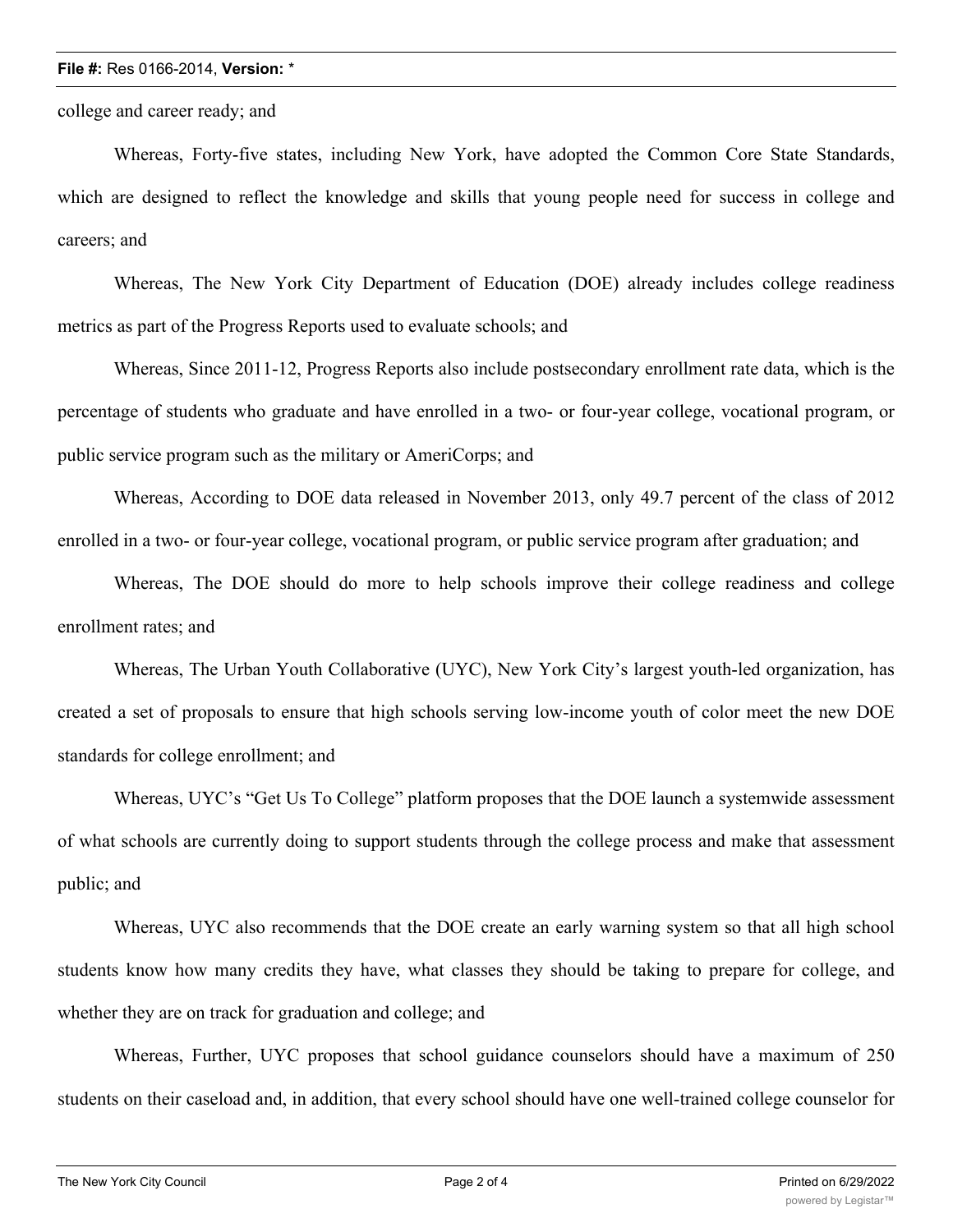college and career ready; and

Whereas, Forty-five states, including New York, have adopted the Common Core State Standards, which are designed to reflect the knowledge and skills that young people need for success in college and careers; and

Whereas, The New York City Department of Education (DOE) already includes college readiness metrics as part of the Progress Reports used to evaluate schools; and

Whereas, Since 2011-12, Progress Reports also include postsecondary enrollment rate data, which is the percentage of students who graduate and have enrolled in a two- or four-year college, vocational program, or public service program such as the military or AmeriCorps; and

Whereas, According to DOE data released in November 2013, only 49.7 percent of the class of 2012 enrolled in a two- or four-year college, vocational program, or public service program after graduation; and

Whereas, The DOE should do more to help schools improve their college readiness and college enrollment rates; and

Whereas, The Urban Youth Collaborative (UYC), New York City's largest youth-led organization, has created a set of proposals to ensure that high schools serving low-income youth of color meet the new DOE standards for college enrollment; and

Whereas, UYC's "Get Us To College" platform proposes that the DOE launch a systemwide assessment of what schools are currently doing to support students through the college process and make that assessment public; and

Whereas, UYC also recommends that the DOE create an early warning system so that all high school students know how many credits they have, what classes they should be taking to prepare for college, and whether they are on track for graduation and college; and

Whereas, Further, UYC proposes that school guidance counselors should have a maximum of 250 students on their caseload and, in addition, that every school should have one well-trained college counselor for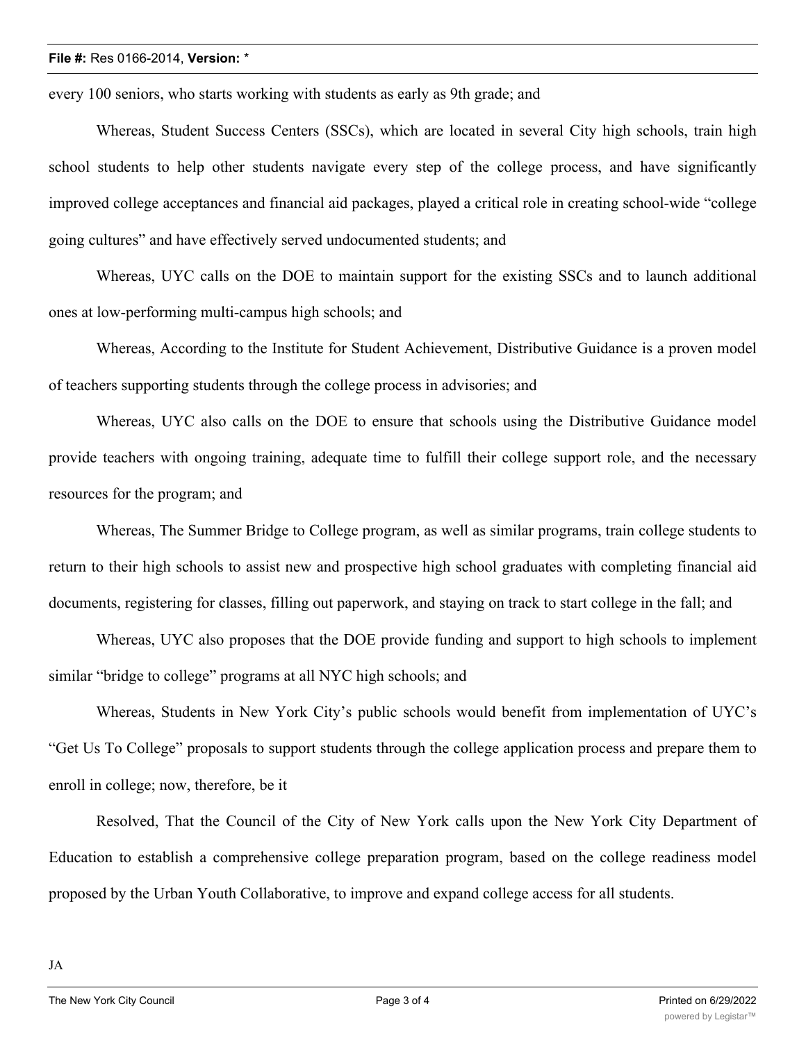every 100 seniors, who starts working with students as early as 9th grade; and

Whereas, Student Success Centers (SSCs), which are located in several City high schools, train high school students to help other students navigate every step of the college process, and have significantly improved college acceptances and financial aid packages, played a critical role in creating school-wide "college going cultures" and have effectively served undocumented students; and

Whereas, UYC calls on the DOE to maintain support for the existing SSCs and to launch additional ones at low-performing multi-campus high schools; and

Whereas, According to the Institute for Student Achievement, Distributive Guidance is a proven model of teachers supporting students through the college process in advisories; and

Whereas, UYC also calls on the DOE to ensure that schools using the Distributive Guidance model provide teachers with ongoing training, adequate time to fulfill their college support role, and the necessary resources for the program; and

Whereas, The Summer Bridge to College program, as well as similar programs, train college students to return to their high schools to assist new and prospective high school graduates with completing financial aid documents, registering for classes, filling out paperwork, and staying on track to start college in the fall; and

Whereas, UYC also proposes that the DOE provide funding and support to high schools to implement similar "bridge to college" programs at all NYC high schools; and

Whereas, Students in New York City's public schools would benefit from implementation of UYC's "Get Us To College" proposals to support students through the college application process and prepare them to enroll in college; now, therefore, be it

Resolved, That the Council of the City of New York calls upon the New York City Department of Education to establish a comprehensive college preparation program, based on the college readiness model proposed by the Urban Youth Collaborative, to improve and expand college access for all students.

JA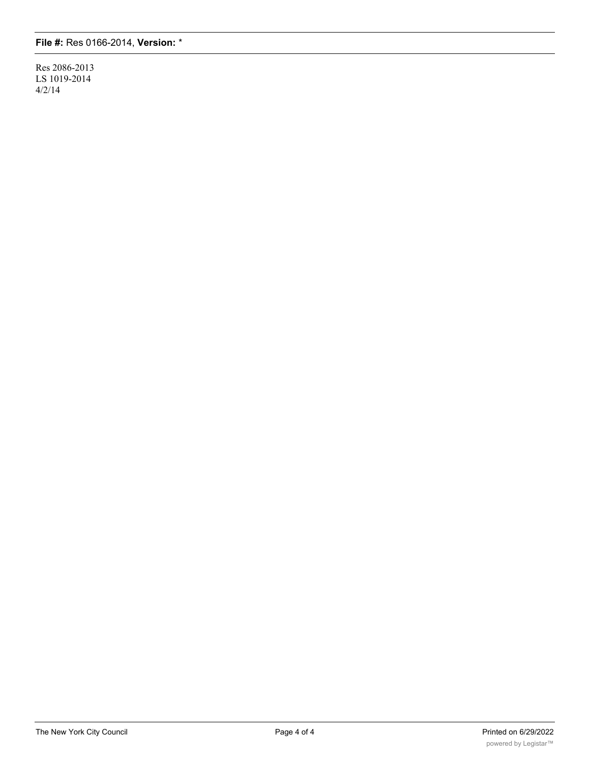Res 2086-2013
LS 1019-2014
4/2/14